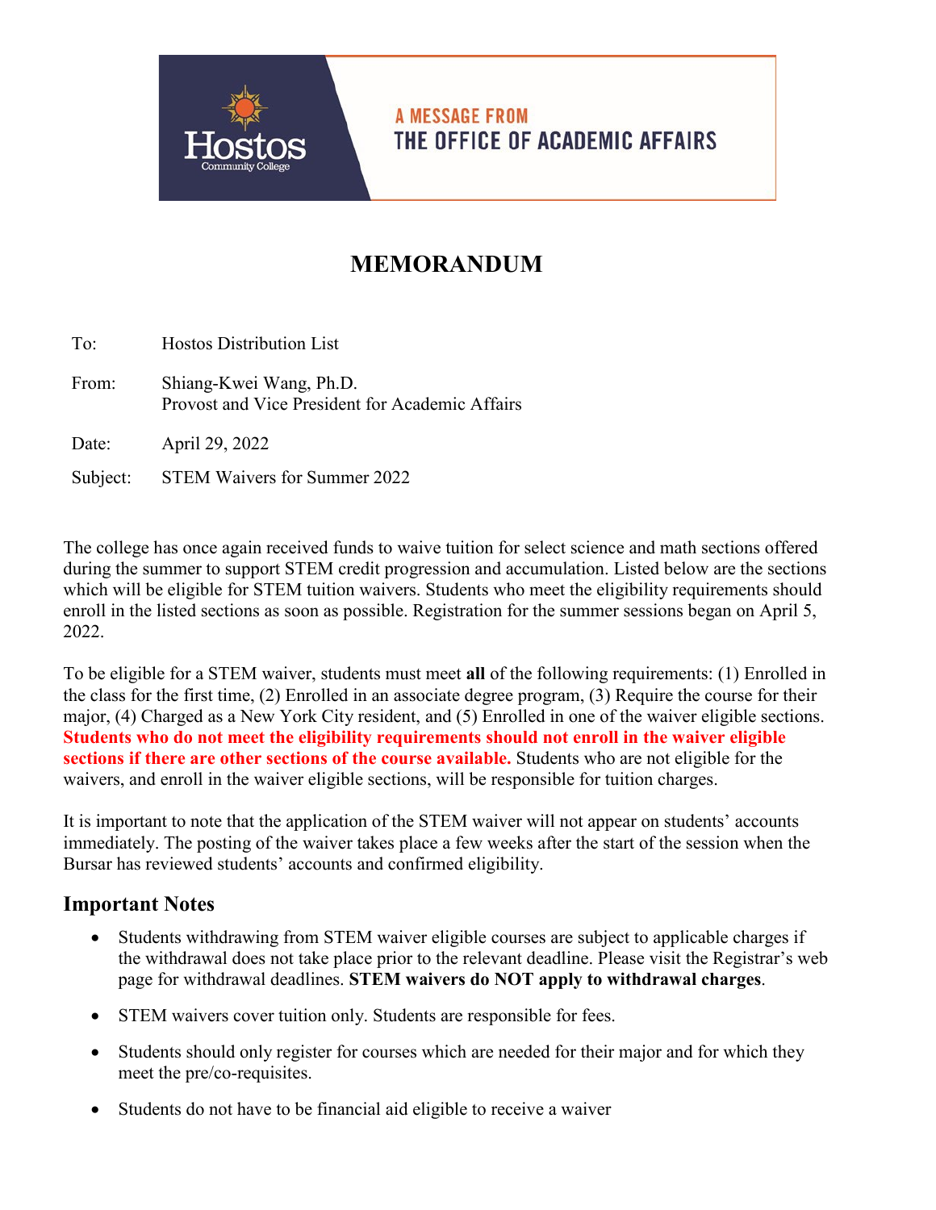A MESSAGE FROM
THE OFFICE OF ACADEMIC AFFAIRS

# MEMORANDUM

To: Hostos Distribution List

From: Shiang-Kwei Wang, Ph.D.
Provost and Vice President for Academic Affairs

Date: April 29, 2022

Subject: STEM Waivers for Summer 2022

The college has once again received funds to waive tuition for select science and math sections offered during the summer to support STEM credit progression and accumulation. Listed below are the sections which will be eligible for STEM tuition waivers. Students who meet the eligibility requirements should enroll in the listed sections as soon as possible. Registration for the summer sessions began on April 5, 2022.

To be eligible for a STEM waiver, students must meet **all** of the following requirements: (1) Enrolled in the class for the first time, (2) Enrolled in an associate degree program, (3) Require the course for their major, (4) Charged as a New York City resident, and (5) Enrolled in one of the waiver eligible sections. **Students who do not meet the eligibility requirements should not enroll in the waiver eligible sections if there are other sections of the course available.** Students who are not eligible for the waivers, and enroll in the waiver eligible sections, will be responsible for tuition charges.

It is important to note that the application of the STEM waiver will not appear on students' accounts immediately. The posting of the waiver takes place a few weeks after the start of the session when the Bursar has reviewed students' accounts and confirmed eligibility.

## Important Notes

- Students withdrawing from STEM waiver eligible courses are subject to applicable charges if the withdrawal does not take place prior to the relevant deadline. Please visit the Registrar's web page for withdrawal deadlines. **STEM waivers do NOT apply to withdrawal charges**.
- STEM waivers cover tuition only. Students are responsible for fees.
- Students should only register for courses which are needed for their major and for which they meet the pre/co-requisites.
- Students do not have to be financial aid eligible to receive a waiver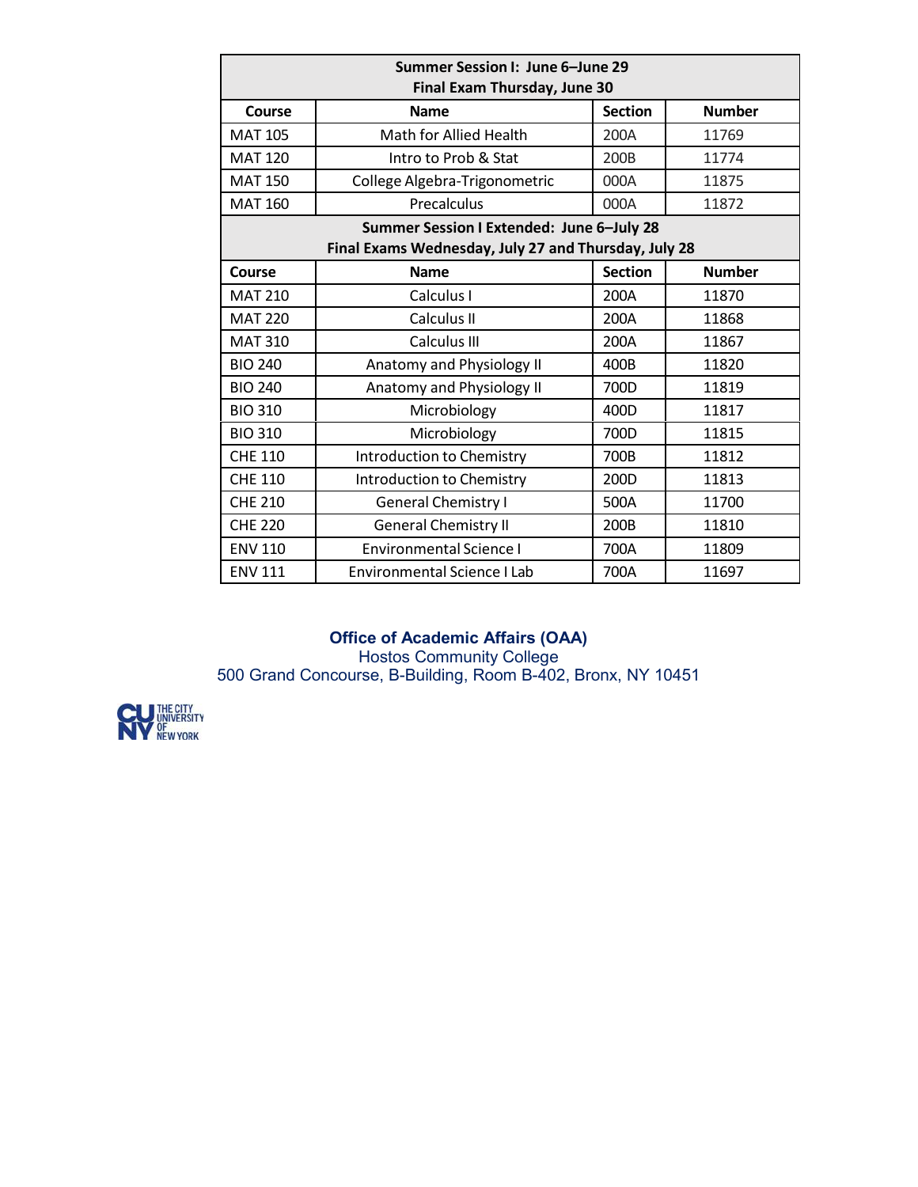| Summary Session I: June 6–June 29<br>Final Exam Thursday, June 30 | | | |
|---|---|---|---|
| **Course** | **Name** | **Section** | **Number** |
| MAT 105 | Math for Allied Health | 200A | 11769 |
| MAT 120 | Intro to Prob & Stat | 200B | 11774 |
| MAT 150 | College Algebra-Trigonometric | 000A | 11875 |
| MAT 160 | Precalculus | 000A | 11872 |
| **Summer Session I Extended: June 6–July 28<br>Final Exams Wednesday, July 27 and Thursday, July 28** | | | |
| **Course** | **Name** | **Section** | **Number** |
| MAT 210 | Calculus I | 200A | 11870 |
| MAT 220 | Calculus II | 200A | 11868 |
| MAT 310 | Calculus III | 200A | 11867 |
| BIO 240 | Anatomy and Physiology II | 400B | 11820 |
| BIO 240 | Anatomy and Physiology II | 700D | 11819 |
| BIO 310 | Microbiology | 400D | 11817 |
| BIO 310 | Microbiology | 700D | 11815 |
| CHE 110 | Introduction to Chemistry | 700B | 11812 |
| CHE 110 | Introduction to Chemistry | 200D | 11813 |
| CHE 210 | General Chemistry I | 500A | 11700 |
| CHE 220 | General Chemistry II | 200B | 11810 |
| ENV 110 | Environmental Science I | 700A | 11809 |
| ENV 111 | Environmental Science I Lab | 700A | 11697 |

**Office of Academic Affairs (OAA)**
Hostos Community College
500 Grand Concourse, B-Building, Room B-402, Bronx, NY 10451

CUNY THE CITY UNIVERSITY OF NEW YORK